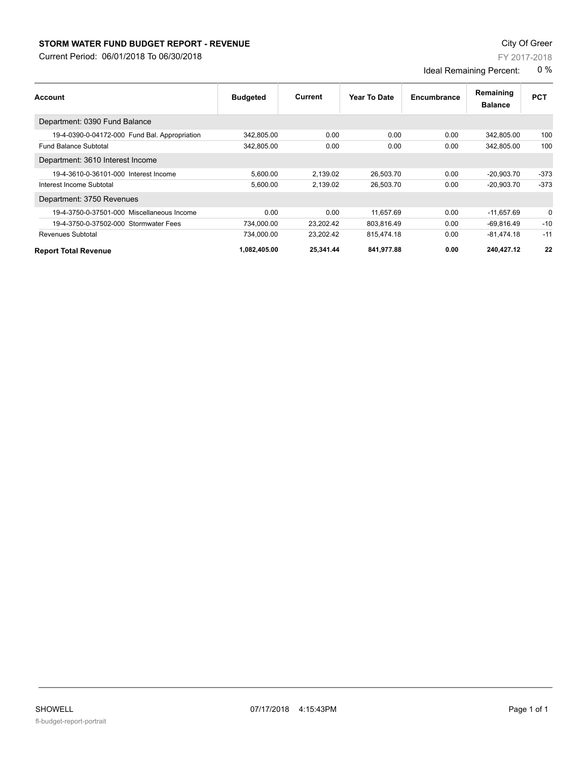# STORM WATER FUND BUDGET REPORT - REVENUE

City Of Greer

Current Period: 06/01/2018 To 06/30/2018

FY 2017-2018

Ideal Remaining Percent: 0 %

| Account | Budgeted | Current | Year To Date | Encumbrance | Remaining Balance | PCT |
|---|---|---|---|---|---|---|
| Department: 0390 Fund Balance | | | | | | |
| 19-4-0390-0-04172-000 Fund Bal. Appropriation | 342,805.00 | 0.00 | 0.00 | 0.00 | 342,805.00 | 100 |
| Fund Balance Subtotal | 342,805.00 | 0.00 | 0.00 | 0.00 | 342,805.00 | 100 |
| Department: 3610 Interest Income | | | | | | |
| 19-4-3610-0-36101-000 Interest Income | 5,600.00 | 2,139.02 | 26,503.70 | 0.00 | -20,903.70 | -373 |
| Interest Income Subtotal | 5,600.00 | 2,139.02 | 26,503.70 | 0.00 | -20,903.70 | -373 |
| Department: 3750 Revenues | | | | | | |
| 19-4-3750-0-37501-000 Miscellaneous Income | 0.00 | 0.00 | 11,657.69 | 0.00 | -11,657.69 | 0 |
| 19-4-3750-0-37502-000 Stormwater Fees | 734,000.00 | 23,202.42 | 803,816.49 | 0.00 | -69,816.49 | -10 |
| Revenues Subtotal | 734,000.00 | 23,202.42 | 815,474.18 | 0.00 | -81,474.18 | -11 |
| **Report Total Revenue** | **1,082,405.00** | **25,341.44** | **841,977.88** | **0.00** | **240,427.12** | **22** |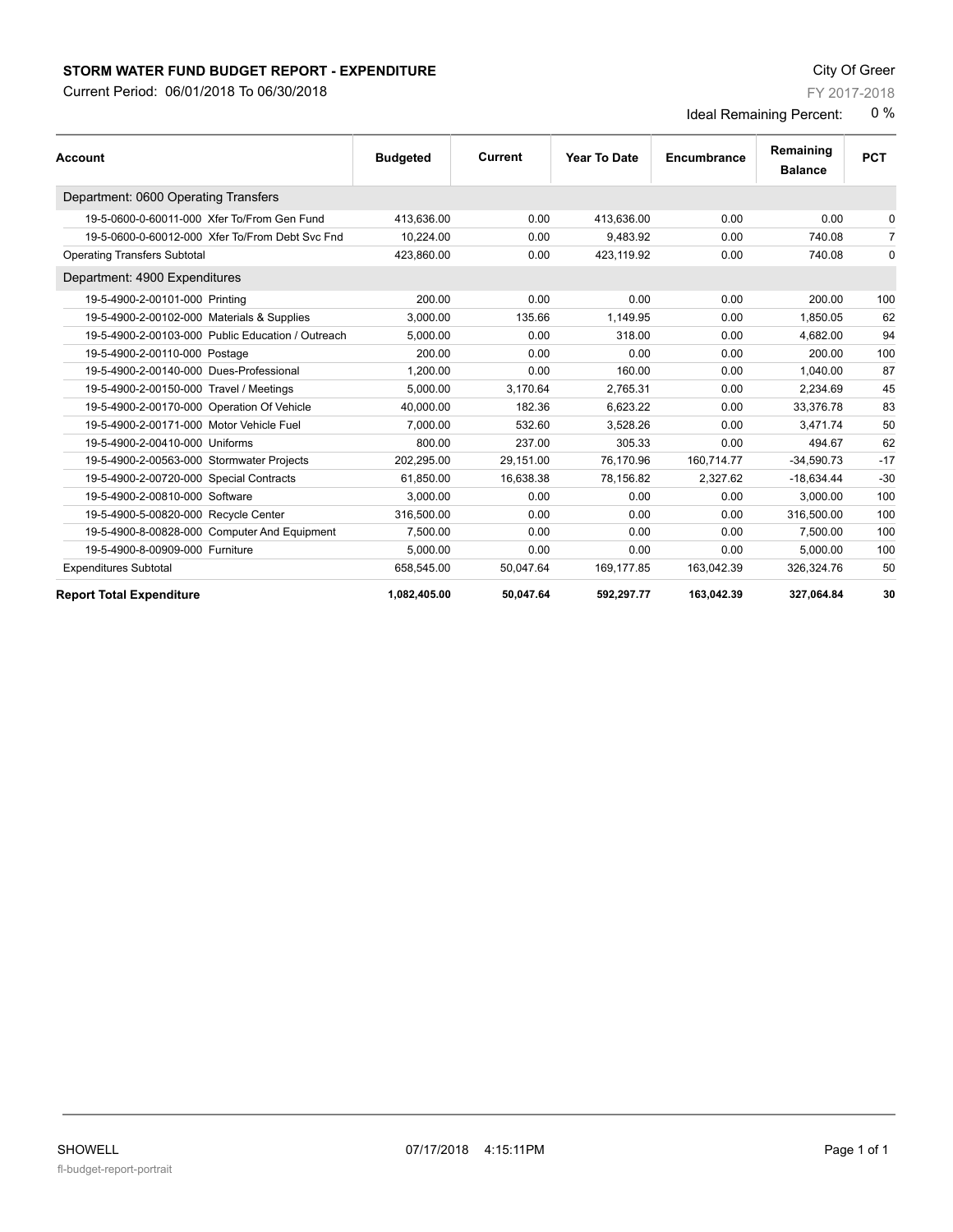**STORM WATER FUND BUDGET REPORT - EXPENDITURE**

Current Period: 06/01/2018 To 06/30/2018

City Of Greer

FY 2017-2018

Ideal Remaining Percent: 0 %

| Account | Budgeted | Current | Year To Date | Encumbrance | Remaining Balance | PCT |
|---|---|---|---|---|---|---|
| Department: 0600 Operating Transfers | | | | | | |
| 19-5-0600-0-60011-000 Xfer To/From Gen Fund | 413,636.00 | 0.00 | 413,636.00 | 0.00 | 0.00 | 0 |
| 19-5-0600-0-60012-000 Xfer To/From Debt Svc Fnd | 10,224.00 | 0.00 | 9,483.92 | 0.00 | 740.08 | 7 |
| Operating Transfers Subtotal | 423,860.00 | 0.00 | 423,119.92 | 0.00 | 740.08 | 0 |
| Department: 4900 Expenditures | | | | | | |
| 19-5-4900-2-00101-000 Printing | 200.00 | 0.00 | 0.00 | 0.00 | 200.00 | 100 |
| 19-5-4900-2-00102-000 Materials & Supplies | 3,000.00 | 135.66 | 1,149.95 | 0.00 | 1,850.05 | 62 |
| 19-5-4900-2-00103-000 Public Education / Outreach | 5,000.00 | 0.00 | 318.00 | 0.00 | 4,682.00 | 94 |
| 19-5-4900-2-00110-000 Postage | 200.00 | 0.00 | 0.00 | 0.00 | 200.00 | 100 |
| 19-5-4900-2-00140-000 Dues-Professional | 1,200.00 | 0.00 | 160.00 | 0.00 | 1,040.00 | 87 |
| 19-5-4900-2-00150-000 Travel / Meetings | 5,000.00 | 3,170.64 | 2,765.31 | 0.00 | 2,234.69 | 45 |
| 19-5-4900-2-00170-000 Operation Of Vehicle | 40,000.00 | 182.36 | 6,623.22 | 0.00 | 33,376.78 | 83 |
| 19-5-4900-2-00171-000 Motor Vehicle Fuel | 7,000.00 | 532.60 | 3,528.26 | 0.00 | 3,471.74 | 50 |
| 19-5-4900-2-00410-000 Uniforms | 800.00 | 237.00 | 305.33 | 0.00 | 494.67 | 62 |
| 19-5-4900-2-00563-000 Stormwater Projects | 202,295.00 | 29,151.00 | 76,170.96 | 160,714.77 | -34,590.73 | -17 |
| 19-5-4900-2-00720-000 Special Contracts | 61,850.00 | 16,638.38 | 78,156.82 | 2,327.62 | -18,634.44 | -30 |
| 19-5-4900-2-00810-000 Software | 3,000.00 | 0.00 | 0.00 | 0.00 | 3,000.00 | 100 |
| 19-5-4900-5-00820-000 Recycle Center | 316,500.00 | 0.00 | 0.00 | 0.00 | 316,500.00 | 100 |
| 19-5-4900-8-00828-000 Computer And Equipment | 7,500.00 | 0.00 | 0.00 | 0.00 | 7,500.00 | 100 |
| 19-5-4900-8-00909-000 Furniture | 5,000.00 | 0.00 | 0.00 | 0.00 | 5,000.00 | 100 |
| Expenditures Subtotal | 658,545.00 | 50,047.64 | 169,177.85 | 163,042.39 | 326,324.76 | 50 |
| **Report Total Expenditure** | **1,082,405.00** | **50,047.64** | **592,297.77** | **163,042.39** | **327,064.84** | **30** |

SHOWELL 07/17/2018 4:15:11PM

fl-budget-report-portrait